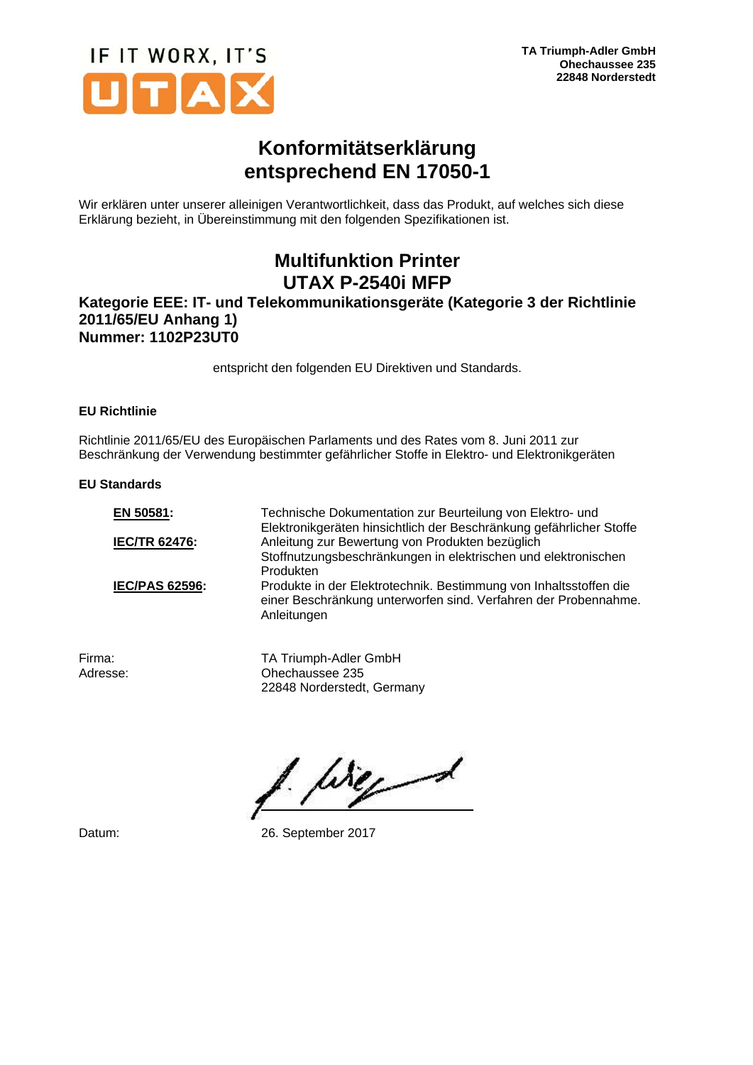IF IT WORX, IT'S UTAX

**TA Triumph-Adler GmbH**
**Ohechaussee 235**
**22848 Norderstedt**

# Konformitätserklärung entsprechend EN 17050-1

Wir erklären unter unserer alleinigen Verantwortlichkeit, dass das Produkt, auf welches sich diese Erklärung bezieht, in Übereinstimmung mit den folgenden Spezifikationen ist.

## Multifunktion Printer UTAX P-2540i MFP

### Kategorie EEE: IT- und Telekommunikationsgeräte (Kategorie 3 der Richtlinie 2011/65/EU Anhang 1) Nummer: 1102P23UT0

entspricht den folgenden EU Direktiven und Standards.

**EU Richtlinie**

Richtlinie 2011/65/EU des Europäischen Parlaments und des Rates vom 8. Juni 2011 zur Beschränkung der Verwendung bestimmter gefährlicher Stoffe in Elektro- und Elektronikgeräten

**EU Standards**

| | |
|---|---|
| **EN 50581:** | Technische Dokumentation zur Beurteilung von Elektro- und Elektronikgeräten hinsichtlich der Beschränkung gefährlicher Stoffe |
| **IEC/TR 62476:** | Anleitung zur Bewertung von Produkten bezüglich Stoffnutzungsbeschränkungen in elektrischen und elektronischen Produkten |
| **IEC/PAS 62596:** | Produkte in der Elektrotechnik. Bestimmung von Inhaltsstoffen die einer Beschränkung unterworfen sind. Verfahren der Probennahme. Anleitungen |

| | |
|---|---|
| Firma: | TA Triumph-Adler GmbH |
| Adresse: | Ohechaussee 235<br>22848 Norderstedt, Germany |

Datum: 26. September 2017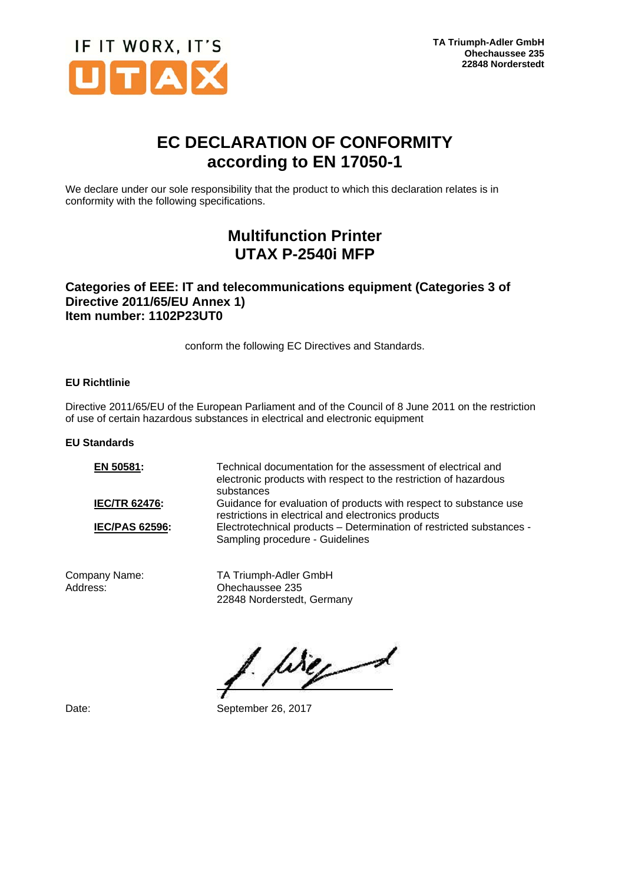IF IT WORX, IT'S UTAX

**TA Triumph-Adler GmbH**
**Ohechaussee 235**
**22848 Norderstedt**

# EC DECLARATION OF CONFORMITY according to EN 17050-1

We declare under our sole responsibility that the product to which this declaration relates is in conformity with the following specifications.

## Multifunction Printer UTAX P-2540i MFP

### Categories of EEE: IT and telecommunications equipment (Categories 3 of Directive 2011/65/EU Annex 1)
### Item number: 1102P23UT0

conform the following EC Directives and Standards.

**EU Richtlinie**

Directive 2011/65/EU of the European Parliament and of the Council of 8 June 2011 on the restriction of use of certain hazardous substances in electrical and electronic equipment

**EU Standards**

| | |
|---|---|
| **EN 50581:** | Technical documentation for the assessment of electrical and electronic products with respect to the restriction of hazardous substances |
| **IEC/TR 62476:** | Guidance for evaluation of products with respect to substance use restrictions in electrical and electronics products |
| **IEC/PAS 62596:** | Electrotechnical products – Determination of restricted substances - Sampling procedure - Guidelines |

| | |
|---|---|
| Company Name: | TA Triumph-Adler GmbH |
| Address: | Ohechaussee 235<br>22848 Norderstedt, Germany |

| | |
|---|---|
| Date: | September 26, 2017 |